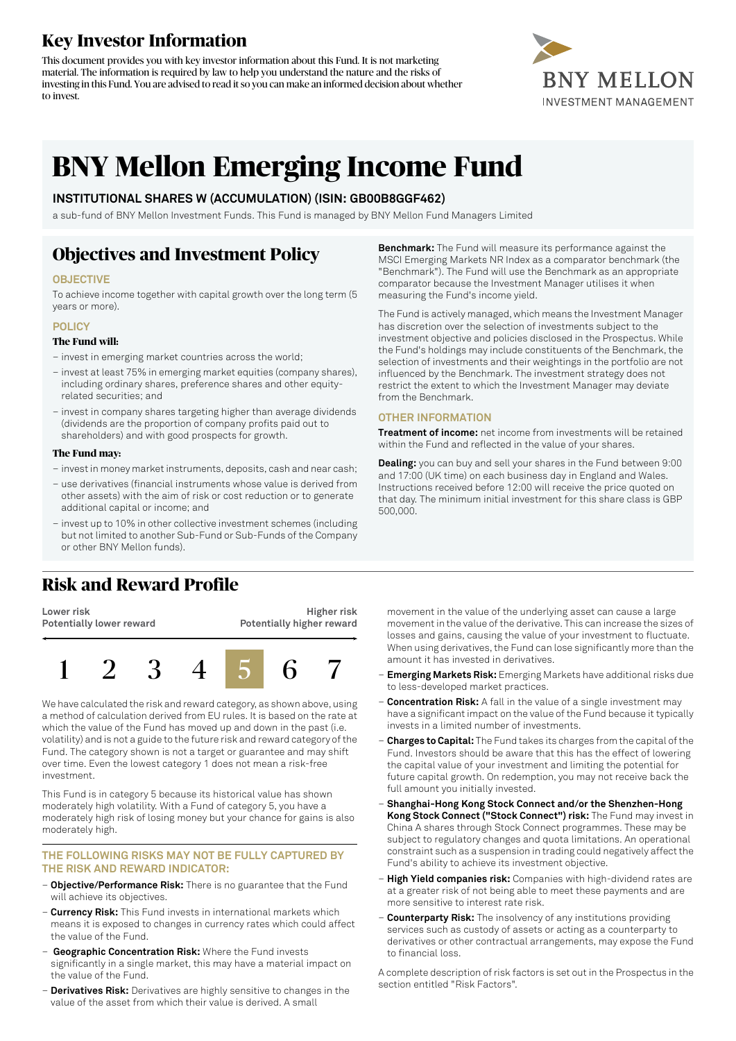# Key Investor Information

This document provides you with key investor information about this Fund. It is not marketing material. The information is required by law to help you understand the nature and the risks of investing in this Fund. You are advised to read it so you can make an informed decision about whether to invest.

BNY MELLON
INVESTMENT MANAGEMENT

# BNY Mellon Emerging Income Fund

### INSTITUTIONAL SHARES W (ACCUMULATION) (ISIN: GB00B8GGF462)

a sub-fund of BNY Mellon Investment Funds. This Fund is managed by BNY Mellon Fund Managers Limited

## Objectives and Investment Policy

### OBJECTIVE

To achieve income together with capital growth over the long term (5 years or more).

### POLICY

**The Fund will:**

- invest in emerging market countries across the world;
- invest at least 75% in emerging market equities (company shares), including ordinary shares, preference shares and other equity-related securities; and
- invest in company shares targeting higher than average dividends (dividends are the proportion of company profits paid out to shareholders) and with good prospects for growth.

**The Fund may:**

- invest in money market instruments, deposits, cash and near cash;
- use derivatives (financial instruments whose value is derived from other assets) with the aim of risk or cost reduction or to generate additional capital or income; and
- invest up to 10% in other collective investment schemes (including but not limited to another Sub-Fund or Sub-Funds of the Company or other BNY Mellon funds).

**Benchmark:** The Fund will measure its performance against the MSCI Emerging Markets NR Index as a comparator benchmark (the "Benchmark"). The Fund will use the Benchmark as an appropriate comparator because the Investment Manager utilises it when measuring the Fund's income yield.

The Fund is actively managed, which means the Investment Manager has discretion over the selection of investments subject to the investment objective and policies disclosed in the Prospectus. While the Fund's holdings may include constituents of the Benchmark, the selection of investments and their weightings in the portfolio are not influenced by the Benchmark. The investment strategy does not restrict the extent to which the Investment Manager may deviate from the Benchmark.

### OTHER INFORMATION

**Treatment of income:** net income from investments will be retained within the Fund and reflected in the value of your shares.

**Dealing:** you can buy and sell your shares in the Fund between 9:00 and 17:00 (UK time) on each business day in England and Wales. Instructions received before 12:00 will receive the price quoted on that day. The minimum initial investment for this share class is GBP 500,000.

## Risk and Reward Profile

**Lower risk** — Potentially lower reward | **Higher risk** — Potentially higher reward

| 1 | 2 | 3 | 4 | **5** | 6 | 7 |
|---|---|---|---|---|---|---|

We have calculated the risk and reward category, as shown above, using a method of calculation derived from EU rules. It is based on the rate at which the value of the Fund has moved up and down in the past (i.e. volatility) and is not a guide to the future risk and reward category of the Fund. The category shown is not a target or guarantee and may shift over time. Even the lowest category 1 does not mean a risk-free investment.

This Fund is in category 5 because its historical value has shown moderately high volatility. With a Fund of category 5, you have a moderately high risk of losing money but your chance for gains is also moderately high.

### THE FOLLOWING RISKS MAY NOT BE FULLY CAPTURED BY THE RISK AND REWARD INDICATOR:

- **Objective/Performance Risk:** There is no guarantee that the Fund will achieve its objectives.
- **Currency Risk:** This Fund invests in international markets which means it is exposed to changes in currency rates which could affect the value of the Fund.
- **Geographic Concentration Risk:** Where the Fund invests significantly in a single market, this may have a material impact on the value of the Fund.
- **Derivatives Risk:** Derivatives are highly sensitive to changes in the value of the asset from which their value is derived. A small movement in the value of the underlying asset can cause a large movement in the value of the derivative. This can increase the sizes of losses and gains, causing the value of your investment to fluctuate. When using derivatives, the Fund can lose significantly more than the amount it has invested in derivatives.
- **Emerging Markets Risk:** Emerging Markets have additional risks due to less-developed market practices.
- **Concentration Risk:** A fall in the value of a single investment may have a significant impact on the value of the Fund because it typically invests in a limited number of investments.
- **Charges to Capital:** The Fund takes its charges from the capital of the Fund. Investors should be aware that this has the effect of lowering the capital value of your investment and limiting the potential for future capital growth. On redemption, you may not receive back the full amount you initially invested.
- **Shanghai-Hong Kong Stock Connect and/or the Shenzhen-Hong Kong Stock Connect ("Stock Connect") risk:** The Fund may invest in China A shares through Stock Connect programmes. These may be subject to regulatory changes and quota limitations. An operational constraint such as a suspension in trading could negatively affect the Fund's ability to achieve its investment objective.
- **High Yield companies risk:** Companies with high-dividend rates are at a greater risk of not being able to meet these payments and are more sensitive to interest rate risk.
- **Counterparty Risk:** The insolvency of any institutions providing services such as custody of assets or acting as a counterparty to derivatives or other contractual arrangements, may expose the Fund to financial loss.

A complete description of risk factors is set out in the Prospectus in the section entitled "Risk Factors".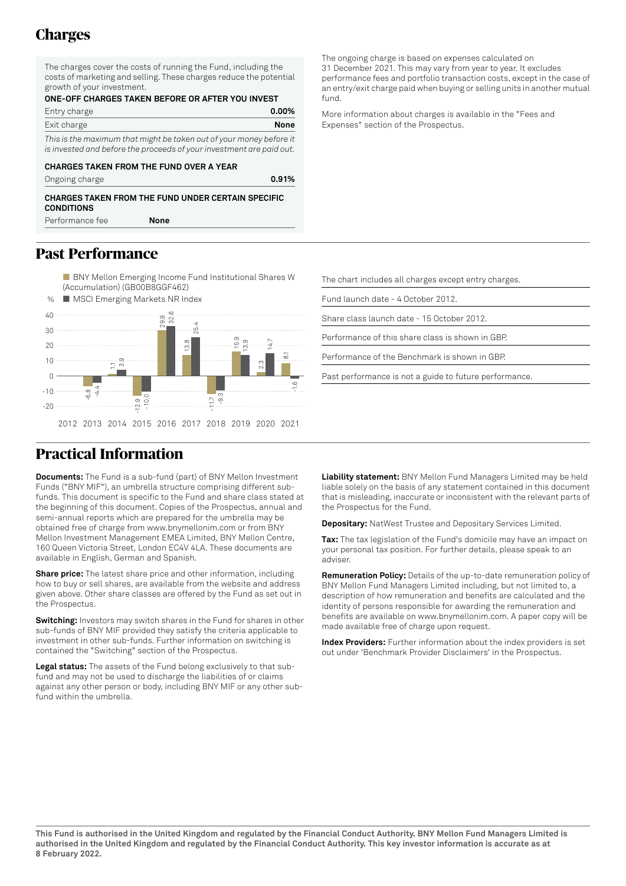## Charges

The charges cover the costs of running the Fund, including the costs of marketing and selling. These charges reduce the potential growth of your investment.

**ONE-OFF CHARGES TAKEN BEFORE OR AFTER YOU INVEST**

| | |
|---|---|
| Entry charge | **0.00%** |
| Exit charge | **None** |

*This is the maximum that might be taken out of your money before it is invested and before the proceeds of your investment are paid out.*

**CHARGES TAKEN FROM THE FUND OVER A YEAR**

| | |
|---|---|
| Ongoing charge | **0.91%** |

**CHARGES TAKEN FROM THE FUND UNDER CERTAIN SPECIFIC CONDITIONS**

| | |
|---|---|
| Performance fee | **None** |

The ongoing charge is based on expenses calculated on 31 December 2021. This may vary from year to year. It excludes performance fees and portfolio transaction costs, except in the case of an entry/exit charge paid when buying or selling units in another mutual fund.

More information about charges is available in the "Fees and Expenses" section of the Prospectus.

## Past Performance

BNY Mellon Emerging Income Fund Institutional Shares W (Accumulation) (GB00B8GGF462)

MSCI Emerging Markets NR Index

%

40
30
20
10
0
-10
-20

-6.8 -4.4
1.1 3.9
-12.9 -10.0
29.9 32.6
13.8 25.4
-11.7 -9.3
15.9 13.9
2.3 14.7
8.1 -1.6

2012 2013 2014 2015 2016 2017 2018 2019 2020 2021

The chart includes all charges except entry charges.

Fund launch date - 4 October 2012.

Share class launch date - 15 October 2012.

Performance of this share class is shown in GBP.

Performance of the Benchmark is shown in GBP.

Past performance is not a guide to future performance.

## Practical Information

**Documents:** The Fund is a sub-fund (part) of BNY Mellon Investment Funds ("BNY MIF"), an umbrella structure comprising different sub-funds. This document is specific to the Fund and share class stated at the beginning of this document. Copies of the Prospectus, annual and semi-annual reports which are prepared for the umbrella may be obtained free of charge from www.bnymellonim.com or from BNY Mellon Investment Management EMEA Limited, BNY Mellon Centre, 160 Queen Victoria Street, London EC4V 4LA. These documents are available in English, German and Spanish.

**Share price:** The latest share price and other information, including how to buy or sell shares, are available from the website and address given above. Other share classes are offered by the Fund as set out in the Prospectus.

**Switching:** Investors may switch shares in the Fund for shares in other sub-funds of BNY MIF provided they satisfy the criteria applicable to investment in other sub-funds. Further information on switching is contained the "Switching" section of the Prospectus.

**Legal status:** The assets of the Fund belong exclusively to that sub-fund and may not be used to discharge the liabilities of or claims against any other person or body, including BNY MIF or any other sub-fund within the umbrella.

**Liability statement:** BNY Mellon Fund Managers Limited may be held liable solely on the basis of any statement contained in this document that is misleading, inaccurate or inconsistent with the relevant parts of the Prospectus for the Fund.

**Depositary:** NatWest Trustee and Depositary Services Limited.

**Tax:** The tax legislation of the Fund's domicile may have an impact on your personal tax position. For further details, please speak to an adviser.

**Remuneration Policy:** Details of the up-to-date remuneration policy of BNY Mellon Fund Managers Limited including, but not limited to, a description of how remuneration and benefits are calculated and the identity of persons responsible for awarding the remuneration and benefits are available on www.bnymellonim.com. A paper copy will be made available free of charge upon request.

**Index Providers:** Further information about the index providers is set out under 'Benchmark Provider Disclaimers' in the Prospectus.

**This Fund is authorised in the United Kingdom and regulated by the Financial Conduct Authority. BNY Mellon Fund Managers Limited is authorised in the United Kingdom and regulated by the Financial Conduct Authority. This key investor information is accurate as at 8 February 2022.**